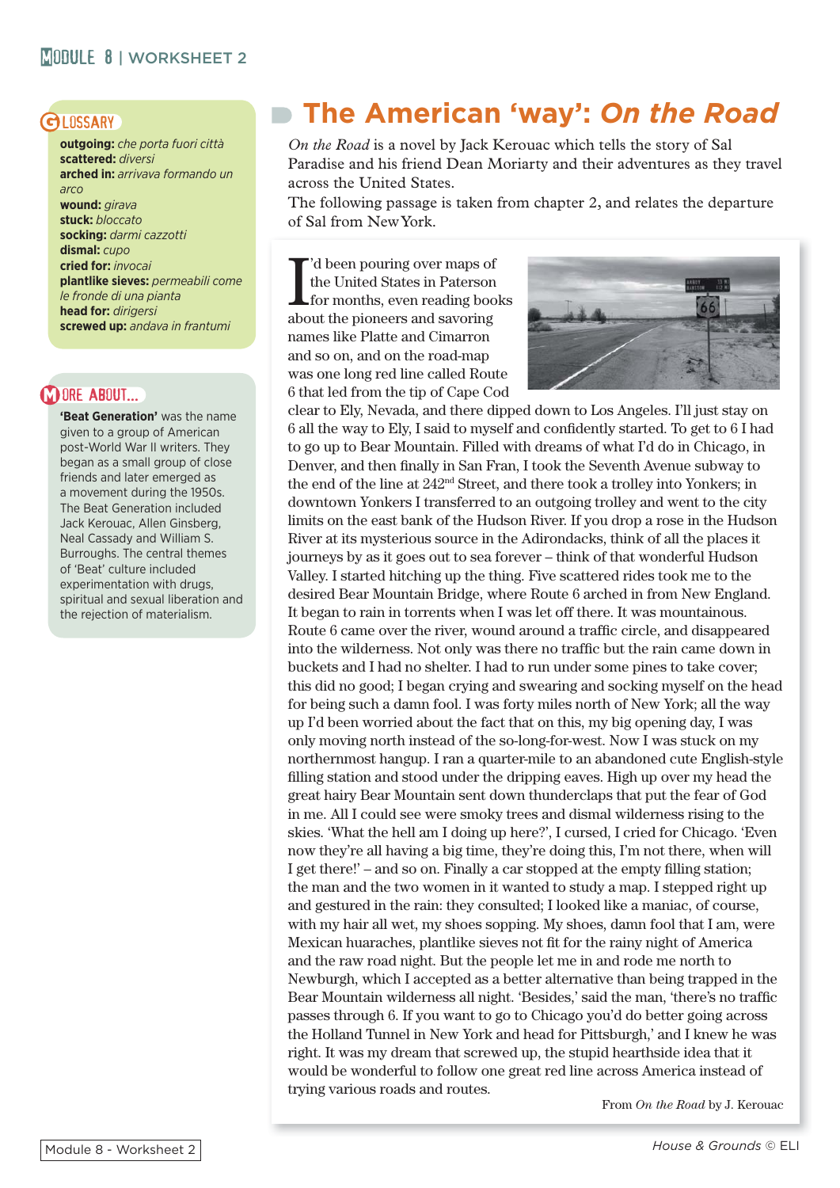# The American 'way': *On the Road*

*On the Road* is a novel by Jack Kerouac which tells the story of Sal Paradise and his friend Dean Moriarty and their adventures as they travel across the United States.
The following passage is taken from chapter 2, and relates the departure of Sal from New York.

I'd been pouring over maps of the United States in Paterson for months, even reading books about the pioneers and savoring names like Platte and Cimarron and so on, and on the road-map was one long red line called Route 6 that led from the tip of Cape Cod clear to Ely, Nevada, and there dipped down to Los Angeles. I'll just stay on 6 all the way to Ely, I said to myself and confidently started. To get to 6 I had to go up to Bear Mountain. Filled with dreams of what I'd do in Chicago, in Denver, and then finally in San Fran, I took the Seventh Avenue subway to the end of the line at 242nd Street, and there took a trolley into Yonkers; in downtown Yonkers I transferred to an outgoing trolley and went to the city limits on the east bank of the Hudson River. If you drop a rose in the Hudson River at its mysterious source in the Adirondacks, think of all the places it journeys by as it goes out to sea forever – think of that wonderful Hudson Valley. I started hitching up the thing. Five scattered rides took me to the desired Bear Mountain Bridge, where Route 6 arched in from New England. It began to rain in torrents when I was let off there. It was mountainous. Route 6 came over the river, wound around a traffic circle, and disappeared into the wilderness. Not only was there no traffic but the rain came down in buckets and I had no shelter. I had to run under some pines to take cover; this did no good; I began crying and swearing and socking myself on the head for being such a damn fool. I was forty miles north of New York; all the way up I'd been worried about the fact that on this, my big opening day, I was only moving north instead of the so-long-for-west. Now I was stuck on my northernmost hangup. I ran a quarter-mile to an abandoned cute English-style filling station and stood under the dripping eaves. High up over my head the great hairy Bear Mountain sent down thunderclaps that put the fear of God in me. All I could see were smoky trees and dismal wilderness rising to the skies. 'What the hell am I doing up here?', I cursed, I cried for Chicago. 'Even now they're all having a big time, they're doing this, I'm not there, when will I get there!' – and so on. Finally a car stopped at the empty filling station; the man and the two women in it wanted to study a map. I stepped right up and gestured in the rain: they consulted; I looked like a maniac, of course, with my hair all wet, my shoes sopping. My shoes, damn fool that I am, were Mexican huaraches, plantlike sieves not fit for the rainy night of America and the raw road night. But the people let me in and rode me north to Newburgh, which I accepted as a better alternative than being trapped in the Bear Mountain wilderness all night. 'Besides,' said the man, 'there's no traffic passes through 6. If you want to go to Chicago you'd do better going across the Holland Tunnel in New York and head for Pittsburgh,' and I knew he was right. It was my dream that screwed up, the stupid hearthside idea that it would be wonderful to follow one great red line across America instead of trying various roads and routes.

From *On the Road* by J. Kerouac

## Glossary

**outgoing:** *che porta fuori città*
**scattered:** *diversi*
**arched in:** *arrivava formando un arco*
**wound:** *girava*
**stuck:** *bloccato*
**socking:** *darmi cazzotti*
**dismal:** *cupo*
**cried for:** *invocai*
**plantlike sieves:** *permeabili come le fronde di una pianta*
**head for:** *dirigersi*
**screwed up:** *andava in frantumi*

## More about...

**'Beat Generation'** was the name given to a group of American post-World War II writers. They began as a small group of close friends and later emerged as a movement during the 1950s. The Beat Generation included Jack Kerouac, Allen Ginsberg, Neal Cassady and William S. Burroughs. The central themes of 'Beat' culture included experimentation with drugs, spiritual and sexual liberation and the rejection of materialism.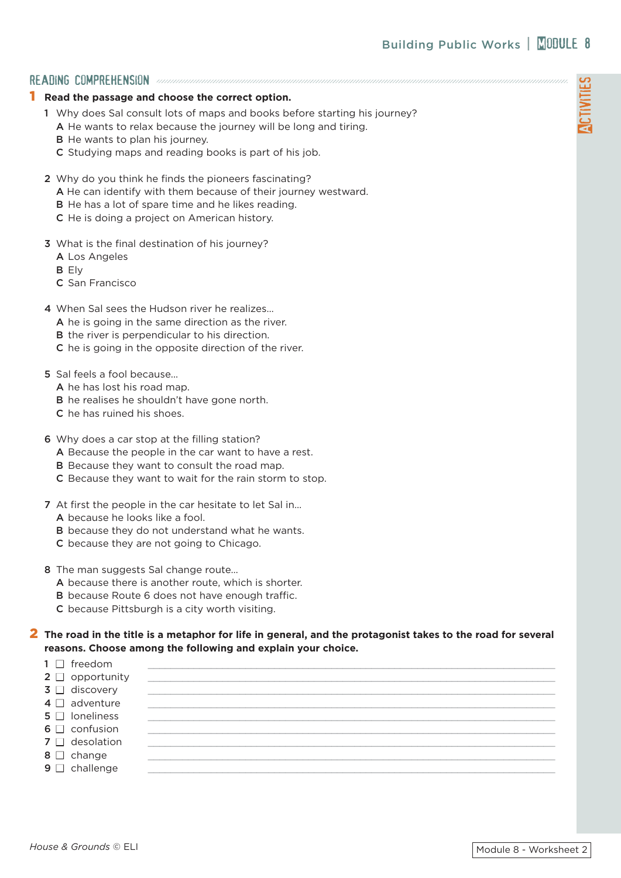## READING COMPREHENSION

**1 Read the passage and choose the correct option.**

1 Why does Sal consult lots of maps and books before starting his journey?
   A He wants to relax because the journey will be long and tiring.
   B He wants to plan his journey.
   C Studying maps and reading books is part of his job.

2 Why do you think he finds the pioneers fascinating?
   A He can identify with them because of their journey westward.
   B He has a lot of spare time and he likes reading.
   C He is doing a project on American history.

3 What is the final destination of his journey?
   A Los Angeles
   B Ely
   C San Francisco

4 When Sal sees the Hudson river he realizes…
   A he is going in the same direction as the river.
   B the river is perpendicular to his direction.
   C he is going in the opposite direction of the river.

5 Sal feels a fool because…
   A he has lost his road map.
   B he realises he shouldn't have gone north.
   C he has ruined his shoes.

6 Why does a car stop at the filling station?
   A Because the people in the car want to have a rest.
   B Because they want to consult the road map.
   C Because they want to wait for the rain storm to stop.

7 At first the people in the car hesitate to let Sal in…
   A because he looks like a fool.
   B because they do not understand what he wants.
   C because they are not going to Chicago.

8 The man suggests Sal change route…
   A because there is another route, which is shorter.
   B because Route 6 does not have enough traffic.
   C because Pittsburgh is a city worth visiting.

**2 The road in the title is a metaphor for life in general, and the protagonist takes to the road for several reasons. Choose among the following and explain your choice.**

1 ☐ freedom ______________________________
2 ☐ opportunity ______________________________
3 ☐ discovery ______________________________
4 ☐ adventure ______________________________
5 ☐ loneliness ______________________________
6 ☐ confusion ______________________________
7 ☐ desolation ______________________________
8 ☐ change ______________________________
9 ☐ challenge ______________________________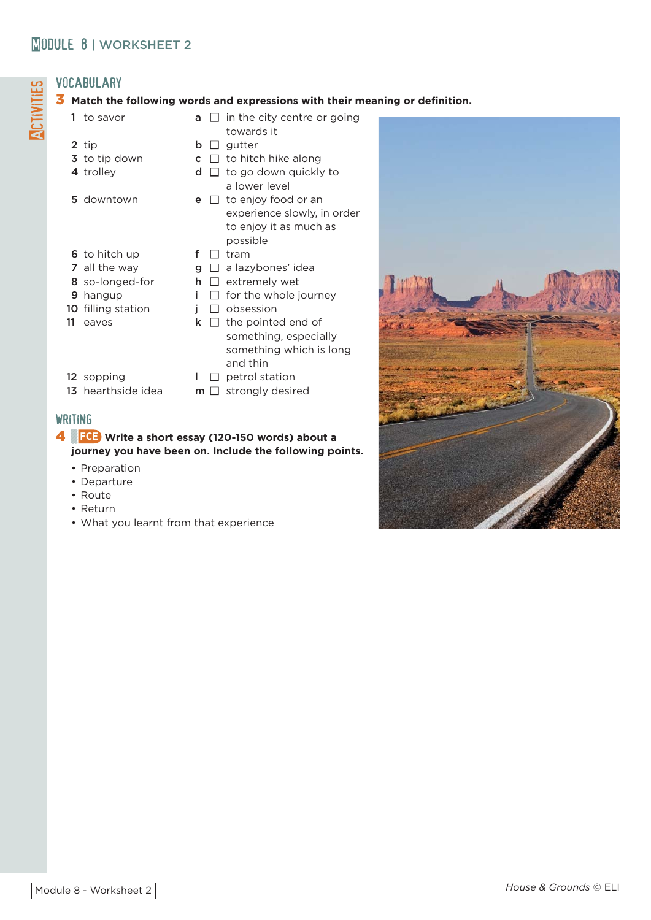# MODULE 8 | WORKSHEET 2

## ACTIVITIES

### VOCABULARY

**3 Match the following words and expressions with their meaning or definition.**

| | |
|---|---|
| 1 to savor | a ☐ in the city centre or going towards it |
| 2 tip | b ☐ gutter |
| 3 to tip down | c ☐ to hitch hike along |
| 4 trolley | d ☐ to go down quickly to a lower level |
| 5 downtown | e ☐ to enjoy food or an experience slowly, in order to enjoy it as much as possible |
| 6 to hitch up | f ☐ tram |
| 7 all the way | g ☐ a lazybones' idea |
| 8 so-longed-for | h ☐ extremely wet |
| 9 hangup | i ☐ for the whole journey |
| 10 filling station | j ☐ obsession |
| 11 eaves | k ☐ the pointed end of something, especially something which is long and thin |
| 12 sopping | l ☐ petrol station |
| 13 hearthside idea | m ☐ strongly desired |

### WRITING

**4 FCE Write a short essay (120-150 words) about a journey you have been on. Include the following points.**

- Preparation
- Departure
- Route
- Return
- What you learnt from that experience